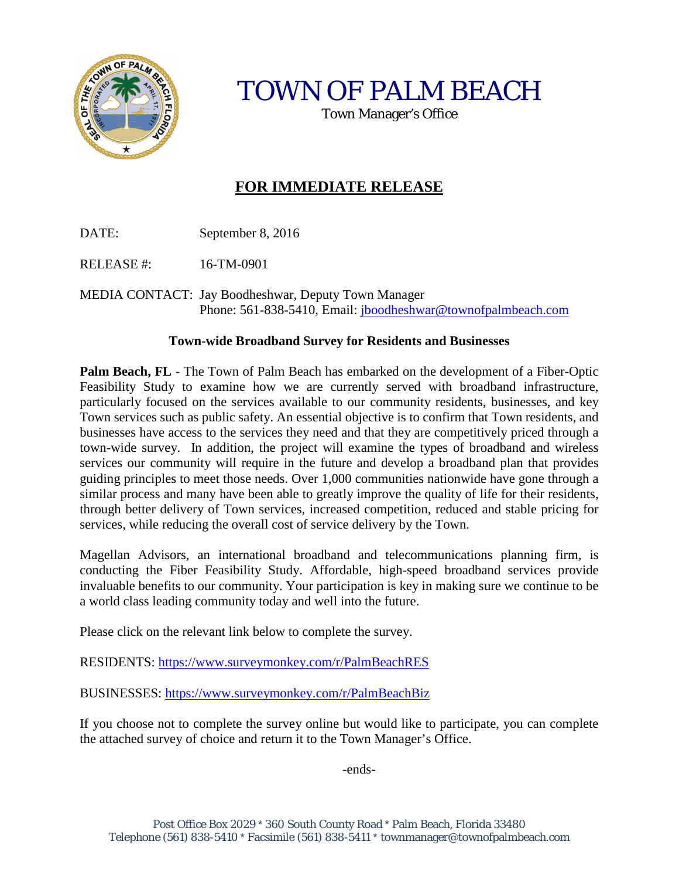# TOWN OF PALM BEACH

Town Manager's Office

## **FOR IMMEDIATE RELEASE**

DATE: September 8, 2016

RELEASE #: 16-TM-0901

MEDIA CONTACT: Jay Boodheshwar, Deputy Town Manager
Phone: 561-838-5410, Email: jboodheshwar@townofpalmbeach.com

### **Town-wide Broadband Survey for Residents and Businesses**

**Palm Beach, FL** - The Town of Palm Beach has embarked on the development of a Fiber-Optic Feasibility Study to examine how we are currently served with broadband infrastructure, particularly focused on the services available to our community residents, businesses, and key Town services such as public safety. An essential objective is to confirm that Town residents, and businesses have access to the services they need and that they are competitively priced through a town-wide survey. In addition, the project will examine the types of broadband and wireless services our community will require in the future and develop a broadband plan that provides guiding principles to meet those needs. Over 1,000 communities nationwide have gone through a similar process and many have been able to greatly improve the quality of life for their residents, through better delivery of Town services, increased competition, reduced and stable pricing for services, while reducing the overall cost of service delivery by the Town.

Magellan Advisors, an international broadband and telecommunications planning firm, is conducting the Fiber Feasibility Study. Affordable, high-speed broadband services provide invaluable benefits to our community. Your participation is key in making sure we continue to be a world class leading community today and well into the future.

Please click on the relevant link below to complete the survey.

RESIDENTS: https://www.surveymonkey.com/r/PalmBeachRES

BUSINESSES: https://www.surveymonkey.com/r/PalmBeachBiz

If you choose not to complete the survey online but would like to participate, you can complete the attached survey of choice and return it to the Town Manager's Office.

-ends-

Post Office Box 2029 * 360 South County Road * Palm Beach, Florida 33480
Telephone (561) 838-5410 * Facsimile (561) 838-5411 * townmanager@townofpalmbeach.com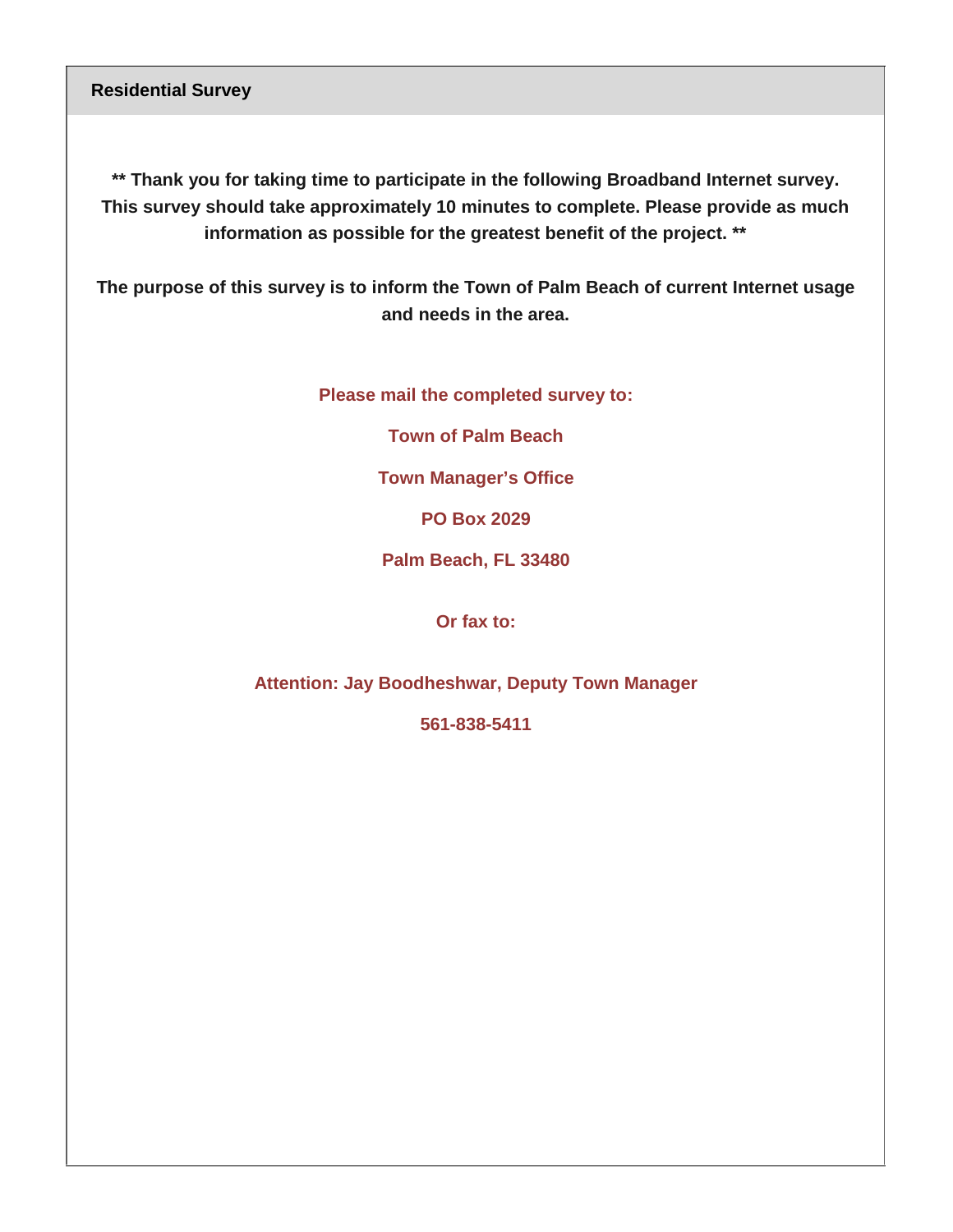## Residential Survey

**** Thank you for taking time to participate in the following Broadband Internet survey. This survey should take approximately 10 minutes to complete. Please provide as much information as possible for the greatest benefit of the project. ****

**The purpose of this survey is to inform the Town of Palm Beach of current Internet usage and needs in the area.**

**Please mail the completed survey to:**

**Town of Palm Beach**

**Town Manager's Office**

**PO Box 2029**

**Palm Beach, FL 33480**

**Or fax to:**

**Attention: Jay Boodheshwar, Deputy Town Manager**

**561-838-5411**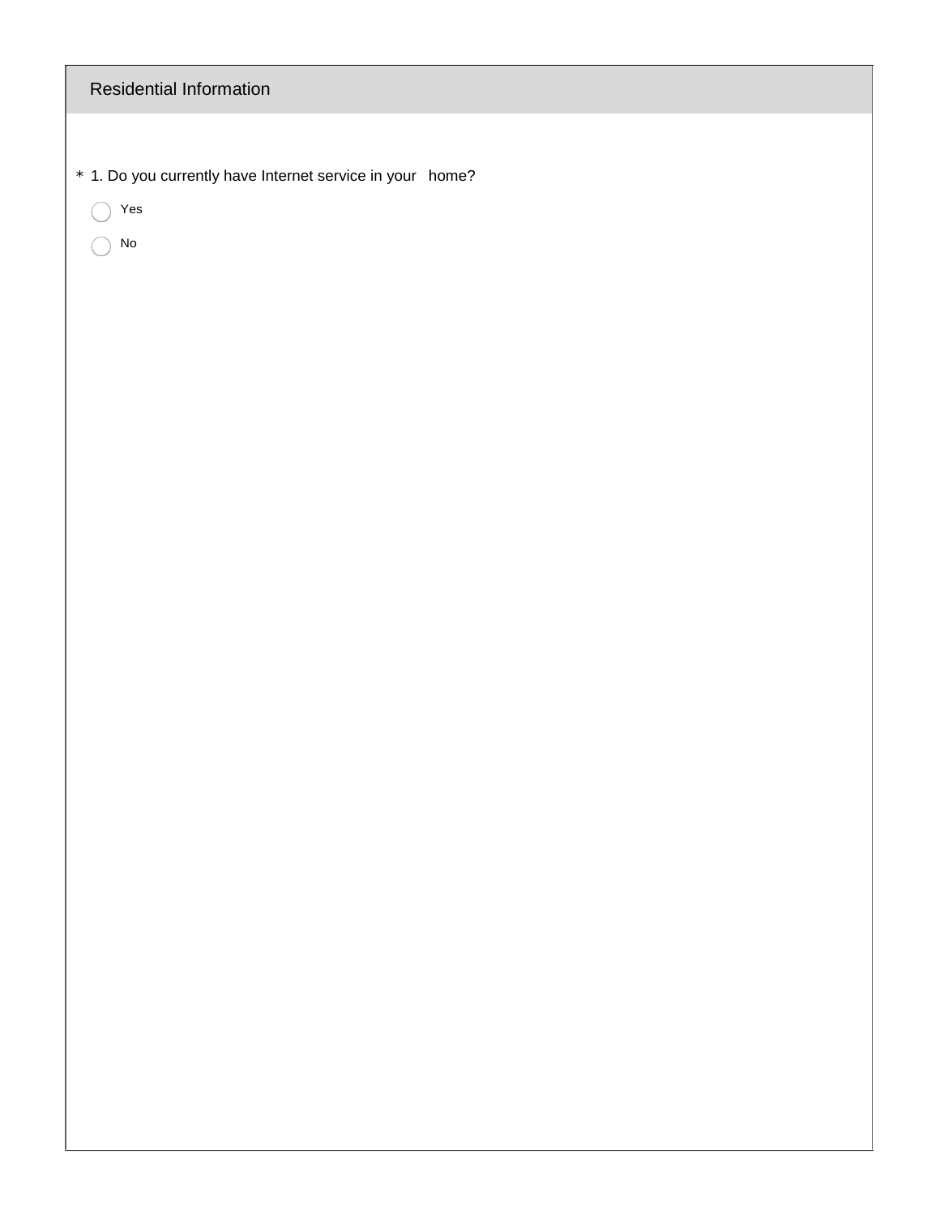## Residential Information

* 1. Do you currently have Internet service in your home?

- ◯ Yes
- ◯ No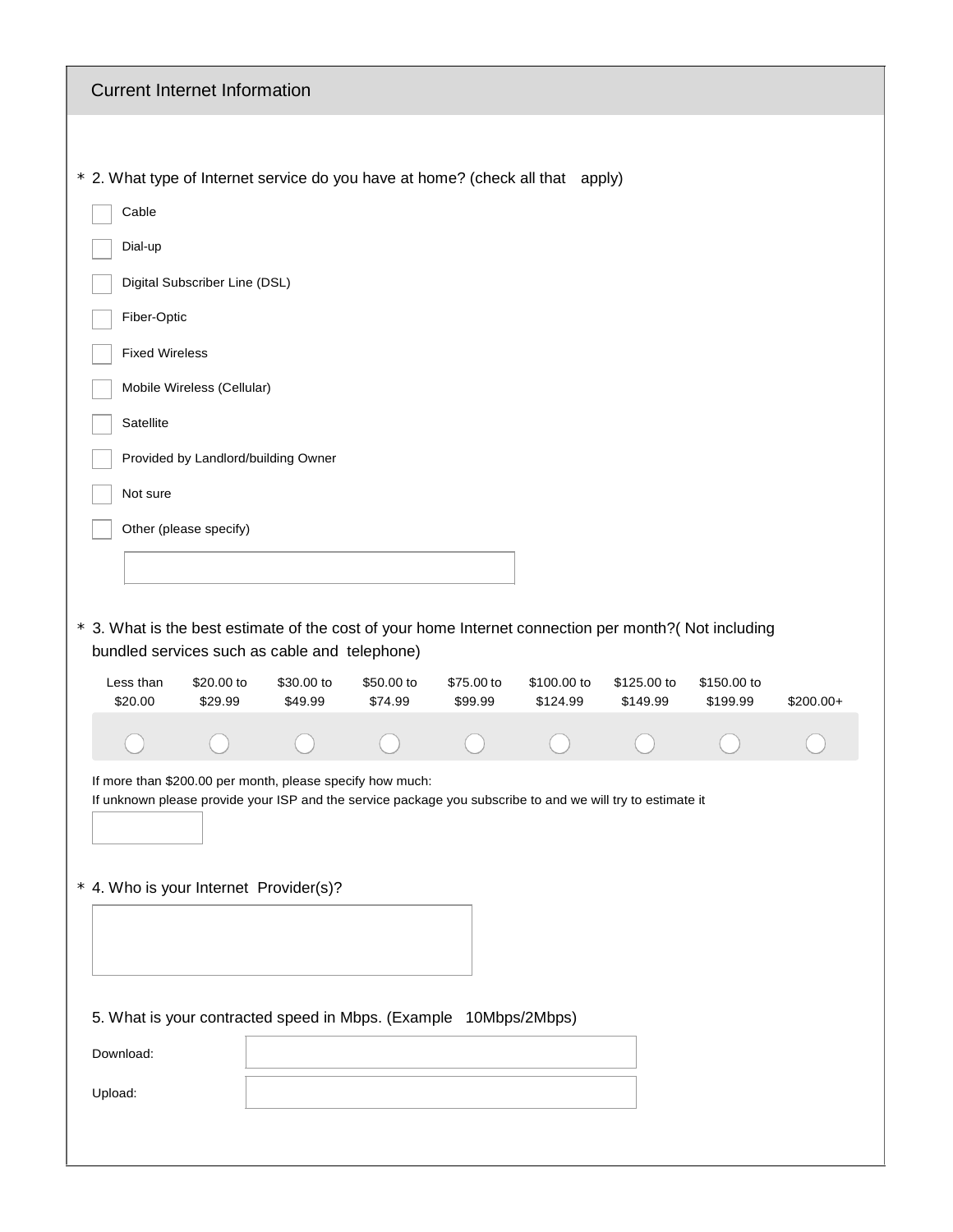## Current Internet Information

\* 2. What type of Internet service do you have at home? (check all that apply)

- [ ] Cable
- [ ] Dial-up
- [ ] Digital Subscriber Line (DSL)
- [ ] Fiber-Optic
- [ ] Fixed Wireless
- [ ] Mobile Wireless (Cellular)
- [ ] Satellite
- [ ] Provided by Landlord/building Owner
- [ ] Not sure
- [ ] Other (please specify)

\_\_\_\_\_\_\_\_\_\_\_\_\_\_\_\_\_\_\_\_

\* 3. What is the best estimate of the cost of your home Internet connection per month?( Not including bundled services such as cable and telephone)

| Less than $20.00 | $20.00 to $29.99 | $30.00 to $49.99 | $50.00 to $74.99 | $75.00 to $99.99 | $100.00 to $124.99 | $125.00 to $149.99 | $150.00 to $199.99 | $200.00+ |
|---|---|---|---|---|---|---|---|---|
| ○ | ○ | ○ | ○ | ○ | ○ | ○ | ○ | ○ |

If more than $200.00 per month, please specify how much:
If unknown please provide your ISP and the service package you subscribe to and we will try to estimate it

\_\_\_\_\_\_\_\_\_\_

\* 4. Who is your Internet Provider(s)?

\_\_\_\_\_\_\_\_\_\_\_\_\_\_\_\_\_\_\_\_

5. What is your contracted speed in Mbps. (Example 10Mbps/2Mbps)

Download: \_\_\_\_\_\_\_\_\_\_\_\_\_\_\_\_\_\_\_\_

Upload: \_\_\_\_\_\_\_\_\_\_\_\_\_\_\_\_\_\_\_\_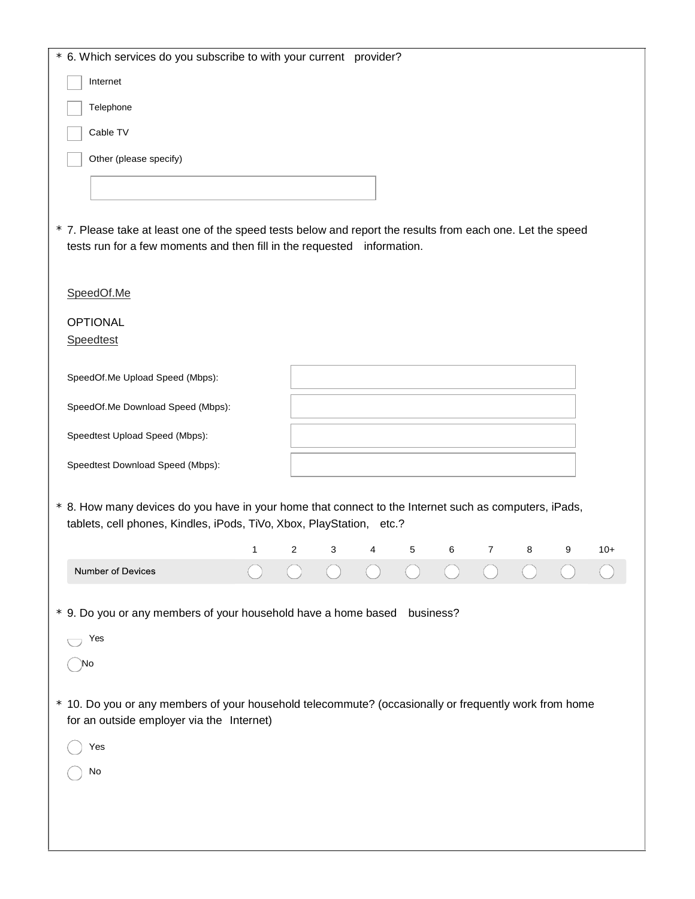\* 6. Which services do you subscribe to with your current provider?

- [ ] Internet
- [ ] Telephone
- [ ] Cable TV
- [ ] Other (please specify)

\* 7. Please take at least one of the speed tests below and report the results from each one. Let the speed tests run for a few moments and then fill in the requested information.

SpeedOf.Me

OPTIONAL

Speedtest

SpeedOf.Me Upload Speed (Mbps):

SpeedOf.Me Download Speed (Mbps):

Speedtest Upload Speed (Mbps):

Speedtest Download Speed (Mbps):

\* 8. How many devices do you have in your home that connect to the Internet such as computers, iPads, tablets, cell phones, Kindles, iPods, TiVo, Xbox, PlayStation, etc.?

| | 1 | 2 | 3 | 4 | 5 | 6 | 7 | 8 | 9 | 10+ |
|---|---|---|---|---|---|---|---|---|---|---|
| Number of Devices | ○ | ○ | ○ | ○ | ○ | ○ | ○ | ○ | ○ | ○ |

\* 9. Do you or any members of your household have a home based business?

○ Yes

○ No

\* 10. Do you or any members of your household telecommute? (occasionally or frequently work from home for an outside employer via the Internet)

○ Yes

○ No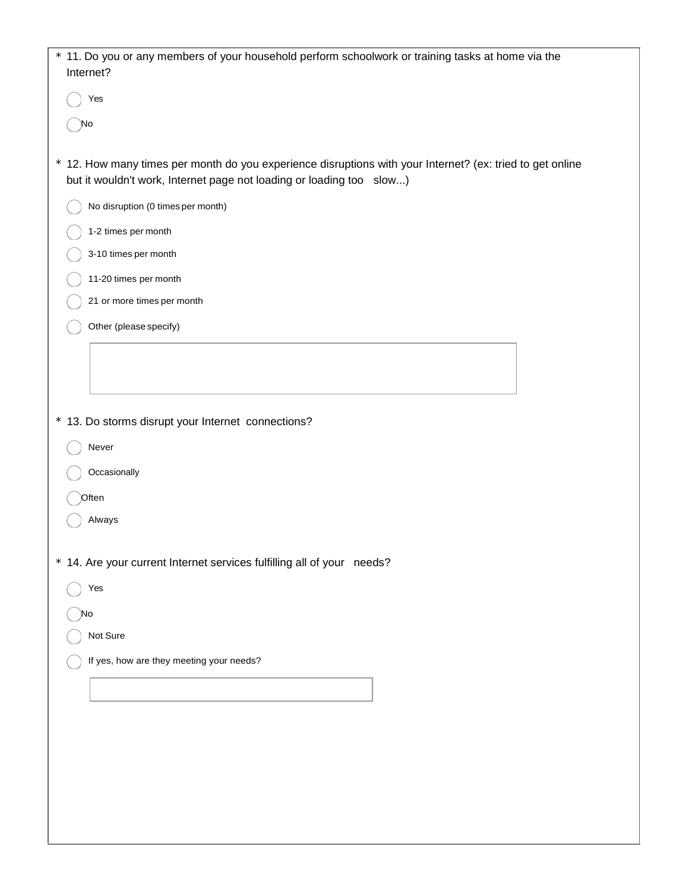\* 11. Do you or any members of your household perform schoolwork or training tasks at home via the Internet?

- ◯ Yes
- ◯ No

\* 12. How many times per month do you experience disruptions with your Internet? (ex: tried to get online but it wouldn't work, Internet page not loading or loading too slow...)

- ◯ No disruption (0 times per month)
- ◯ 1-2 times per month
- ◯ 3-10 times per month
- ◯ 11-20 times per month
- ◯ 21 or more times per month
- ◯ Other (please specify)

\* 13. Do storms disrupt your Internet connections?

- ◯ Never
- ◯ Occasionally
- ◯ Often
- ◯ Always

\* 14. Are your current Internet services fulfilling all of your needs?

- ◯ Yes
- ◯ No
- ◯ Not Sure
- ◯ If yes, how are they meeting your needs?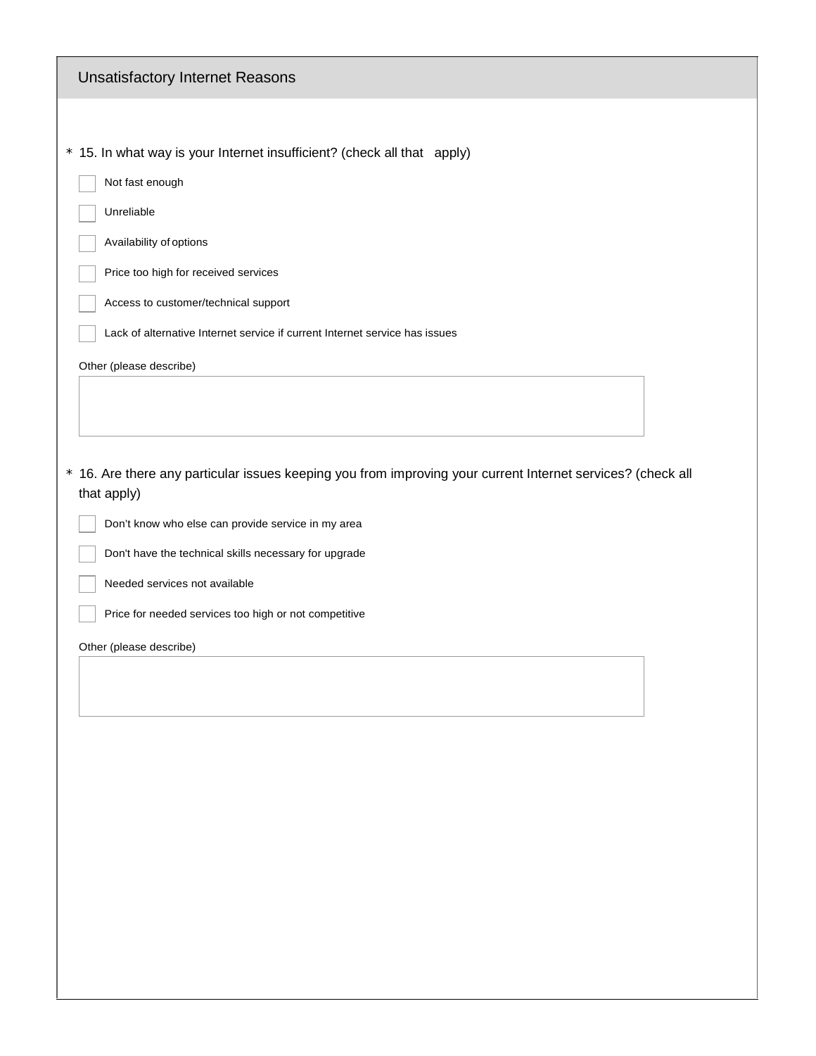## Unsatisfactory Internet Reasons

\* 15. In what way is your Internet insufficient? (check all that apply)

- [ ] Not fast enough
- [ ] Unreliable
- [ ] Availability of options
- [ ] Price too high for received services
- [ ] Access to customer/technical support
- [ ] Lack of alternative Internet service if current Internet service has issues

Other (please describe)

\* 16. Are there any particular issues keeping you from improving your current Internet services? (check all that apply)

- [ ] Don't know who else can provide service in my area
- [ ] Don't have the technical skills necessary for upgrade
- [ ] Needed services not available
- [ ] Price for needed services too high or not competitive

Other (please describe)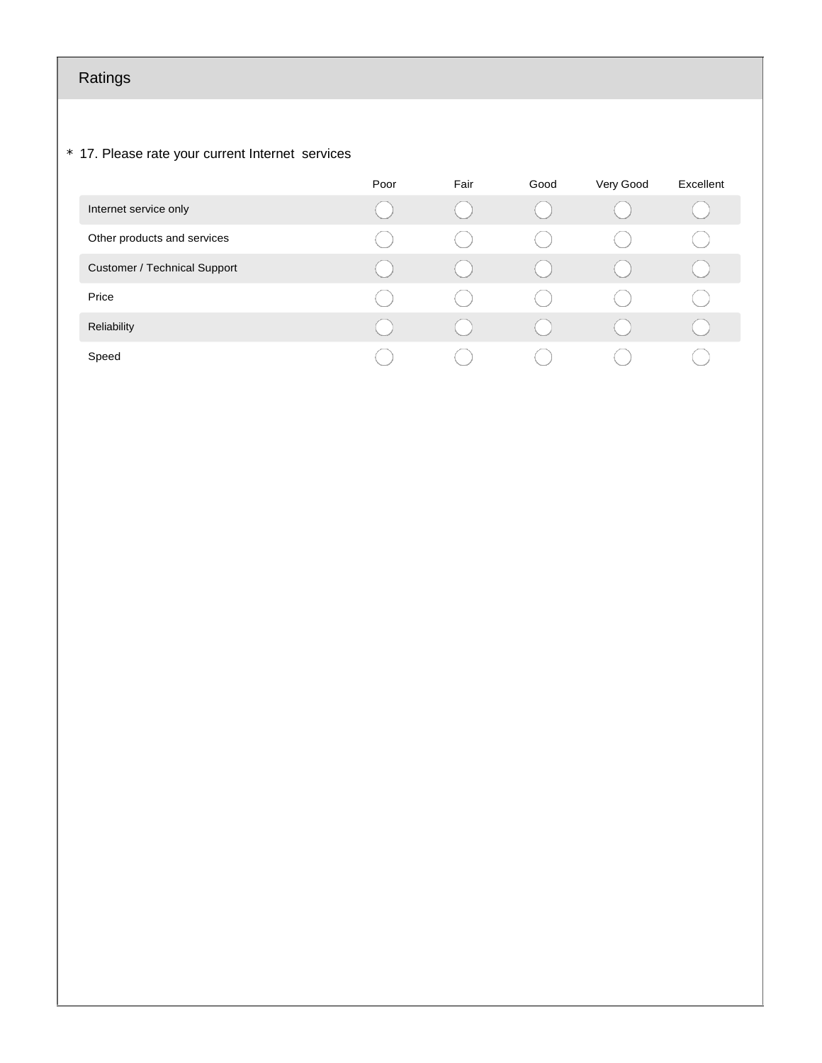## Ratings

\* 17. Please rate your current Internet  services

| | Poor | Fair | Good | Very Good | Excellent |
|---|---|---|---|---|---|
| Internet service only | ◯ | ◯ | ◯ | ◯ | ◯ |
| Other products and services | ◯ | ◯ | ◯ | ◯ | ◯ |
| Customer / Technical Support | ◯ | ◯ | ◯ | ◯ | ◯ |
| Price | ◯ | ◯ | ◯ | ◯ | ◯ |
| Reliability | ◯ | ◯ | ◯ | ◯ | ◯ |
| Speed | ◯ | ◯ | ◯ | ◯ | ◯ |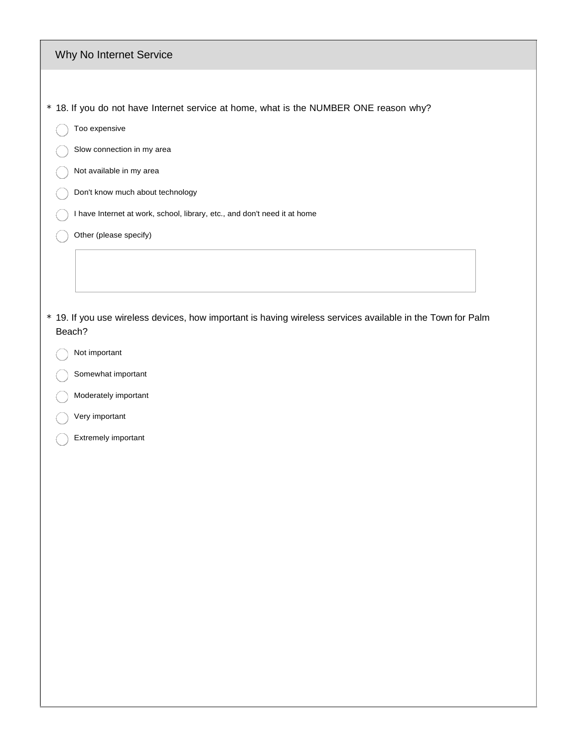## Why No Internet Service

\* 18. If you do not have Internet service at home, what is the NUMBER ONE reason why?

- ◯ Too expensive
- ◯ Slow connection in my area
- ◯ Not available in my area
- ◯ Don't know much about technology
- ◯ I have Internet at work, school, library, etc., and don't need it at home
- ◯ Other (please specify)

\* 19. If you use wireless devices, how important is having wireless services available in the Town for Palm Beach?

- ◯ Not important
- ◯ Somewhat important
- ◯ Moderately important
- ◯ Very important
- ◯ Extremely important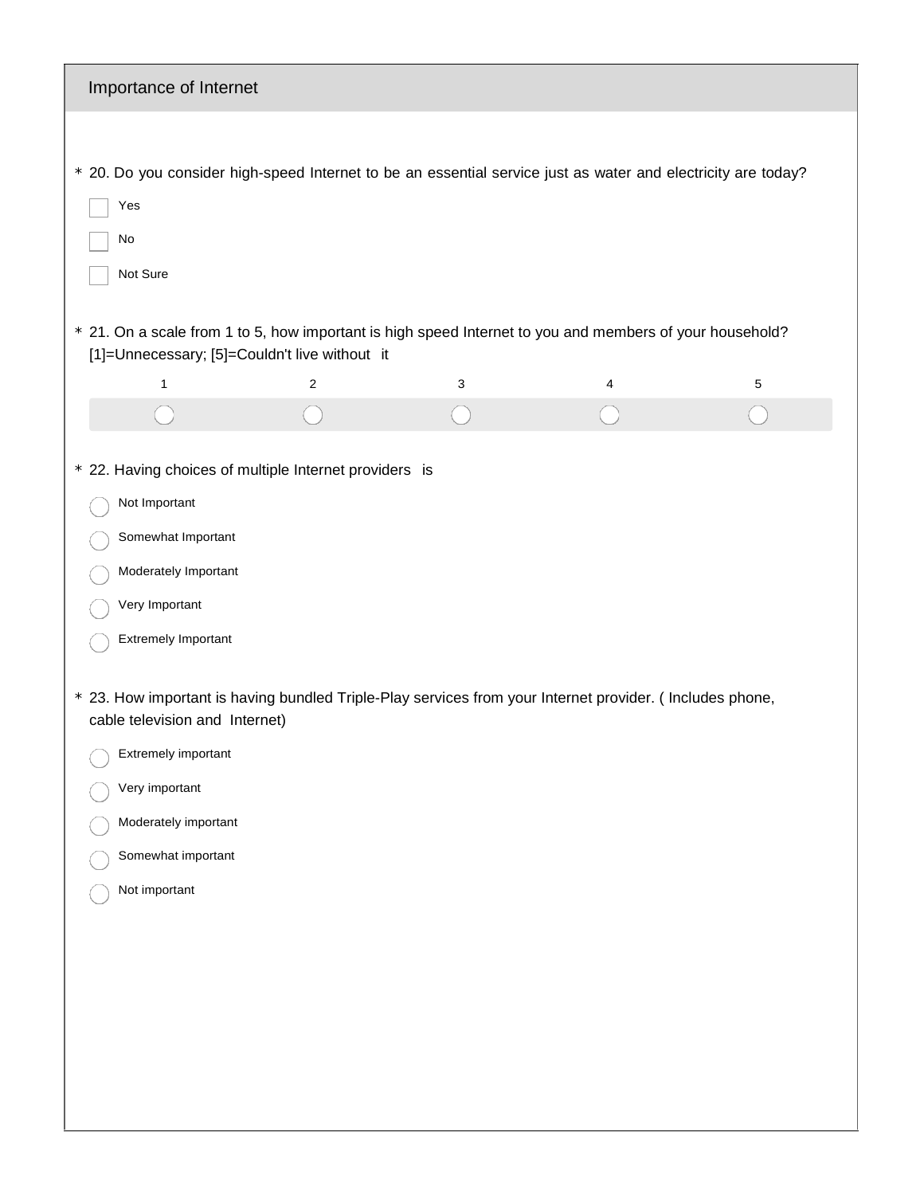## Importance of Internet

\* 20. Do you consider high-speed Internet to be an essential service just as water and electricity are today?

- [ ] Yes
- [ ] No
- [ ] Not Sure

\* 21. On a scale from 1 to 5, how important is high speed Internet to you and members of your household? [1]=Unnecessary; [5]=Couldn't live without it

| 1 | 2 | 3 | 4 | 5 |
|---|---|---|---|---|
| ◯ | ◯ | ◯ | ◯ | ◯ |

\* 22. Having choices of multiple Internet providers is

- ◯ Not Important
- ◯ Somewhat Important
- ◯ Moderately Important
- ◯ Very Important
- ◯ Extremely Important

\* 23. How important is having bundled Triple-Play services from your Internet provider. ( Includes phone, cable television and Internet)

- ◯ Extremely important
- ◯ Very important
- ◯ Moderately important
- ◯ Somewhat important
- ◯ Not important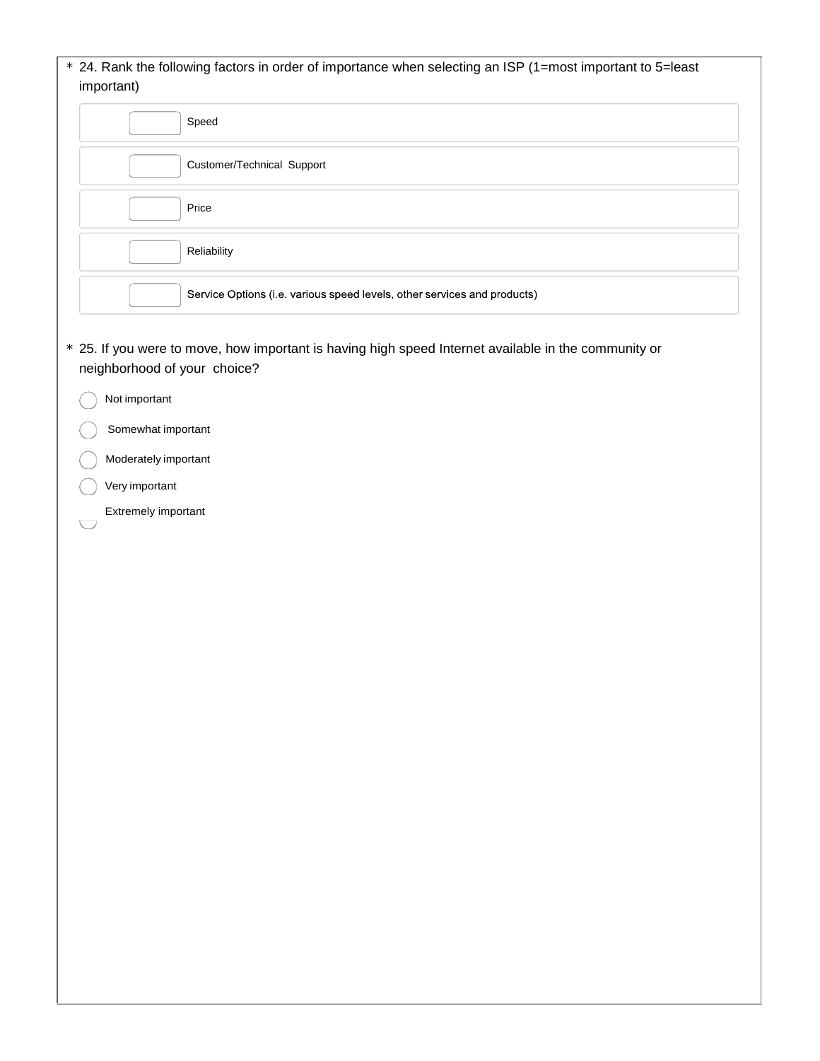\* 24. Rank the following factors in order of importance when selecting an ISP (1=most important to 5=least important)

- [ ] Speed
- [ ] Customer/Technical Support
- [ ] Price
- [ ] Reliability
- [ ] Service Options (i.e. various speed levels, other services and products)

\* 25. If you were to move, how important is having high speed Internet available in the community or neighborhood of your choice?

- ( ) Not important
- ( ) Somewhat important
- ( ) Moderately important
- ( ) Very important
- ( ) Extremely important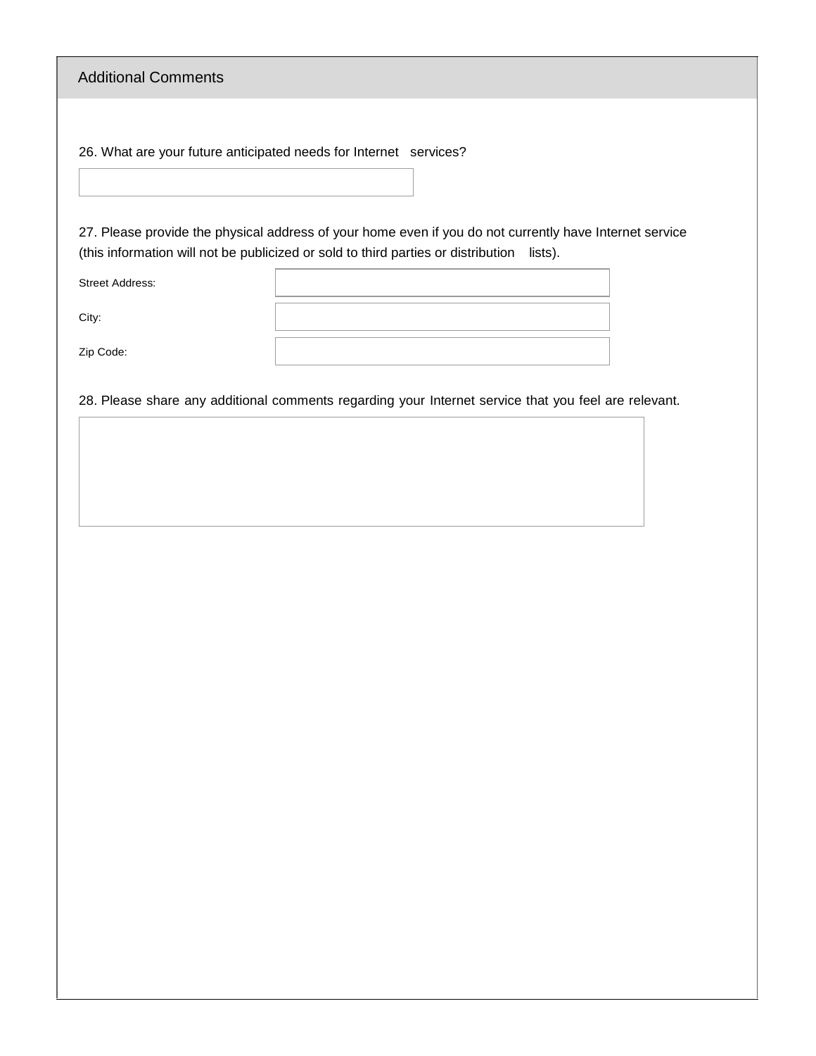## Additional Comments

26. What are your future anticipated needs for Internet services?

27. Please provide the physical address of your home even if you do not currently have Internet service (this information will not be publicized or sold to third parties or distribution lists).

Street Address:

City:

Zip Code:

28. Please share any additional comments regarding your Internet service that you feel are relevant.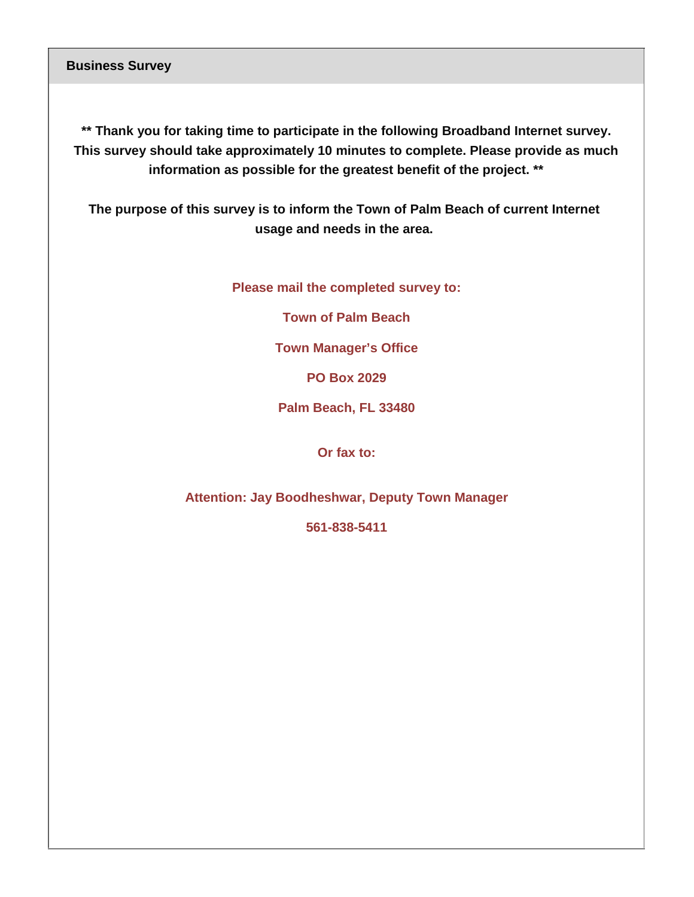## Business Survey

**** Thank you for taking time to participate in the following Broadband Internet survey. This survey should take approximately 10 minutes to complete. Please provide as much information as possible for the greatest benefit of the project. ****

**The purpose of this survey is to inform the Town of Palm Beach of current Internet usage and needs in the area.**

**Please mail the completed survey to:**

**Town of Palm Beach**

**Town Manager's Office**

**PO Box 2029**

**Palm Beach, FL 33480**

**Or fax to:**

**Attention: Jay Boodheshwar, Deputy Town Manager**

**561-838-5411**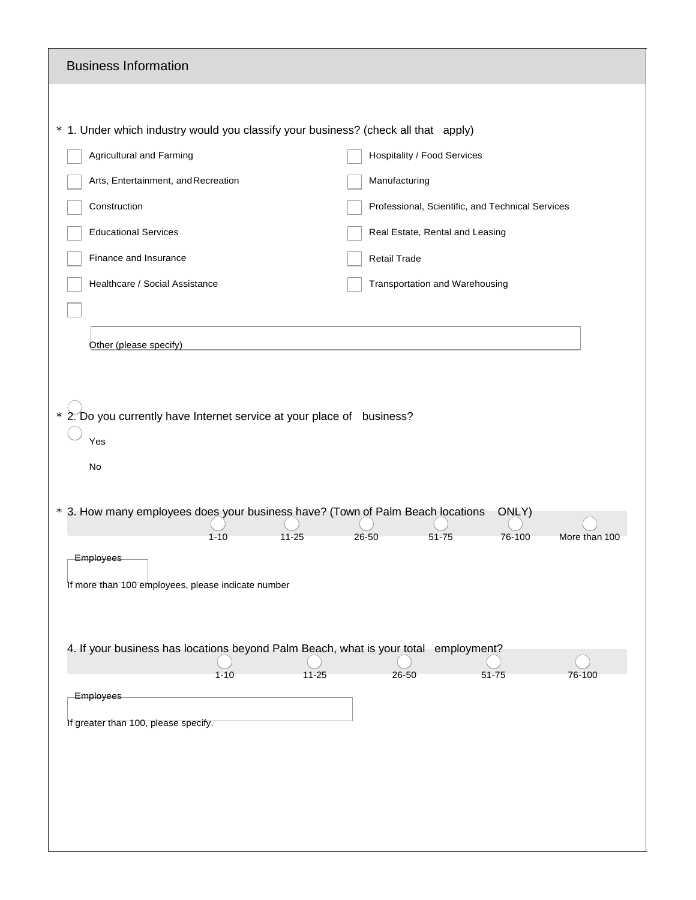## Business Information

\* 1. Under which industry would you classify your business? (check all that apply)

- [ ] Agricultural and Farming
- [ ] Arts, Entertainment, and Recreation
- [ ] Construction
- [ ] Educational Services
- [ ] Finance and Insurance
- [ ] Healthcare / Social Assistance
- [ ] Hospitality / Food Services
- [ ] Manufacturing
- [ ] Professional, Scientific, and Technical Services
- [ ] Real Estate, Rental and Leasing
- [ ] Retail Trade
- [ ] Transportation and Warehousing
- [ ] Other (please specify) ____________________

\* 2. Do you currently have Internet service at your place of business?

- ( ) Yes
- ( ) No

\* 3. How many employees does your business have? (Town of Palm Beach locations ONLY)

| 1-10 | 11-25 | 26-50 | 51-75 | 76-100 | More than 100 |
|---|---|---|---|---|---|
| ( ) | ( ) | ( ) | ( ) | ( ) | ( ) |

Employees ____________

If more than 100 employees, please indicate number

4. If your business has locations beyond Palm Beach, what is your total employment?

| 1-10 | 11-25 | 26-50 | 51-75 | 76-100 |
|---|---|---|---|---|
| ( ) | ( ) | ( ) | ( ) | ( ) |

Employees ____________

If greater than 100, please specify.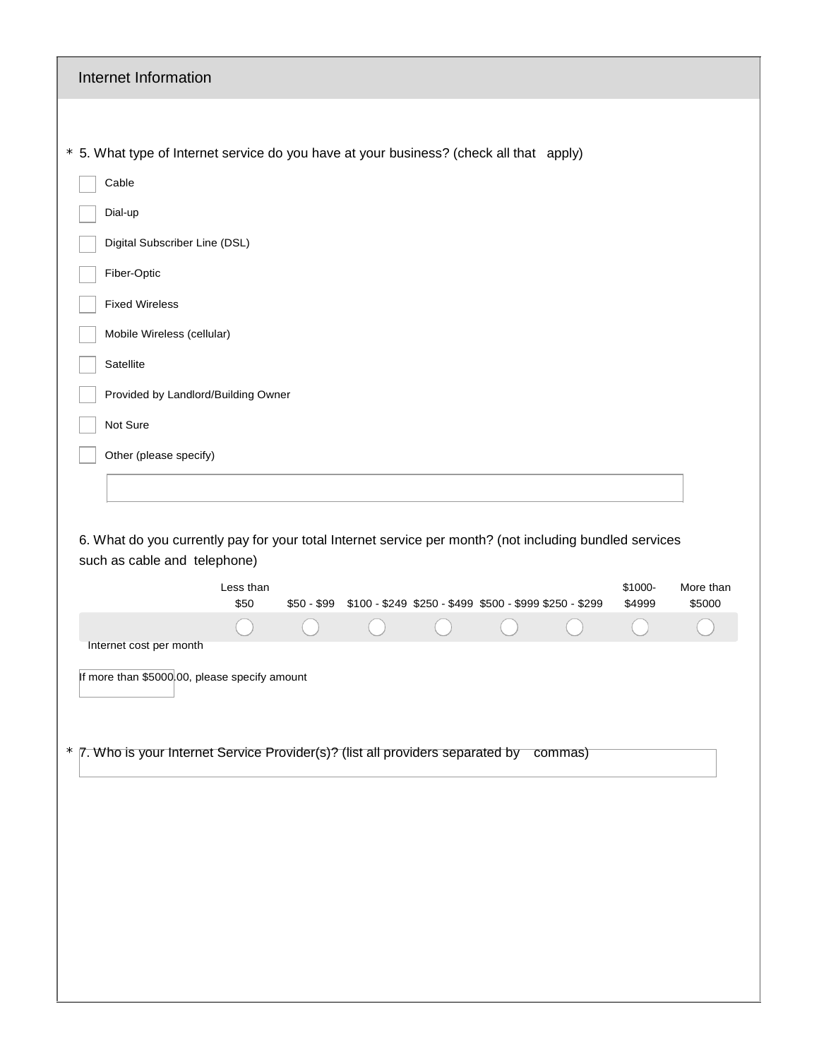## Internet Information

\* 5. What type of Internet service do you have at your business? (check all that apply)

- [ ] Cable
- [ ] Dial-up
- [ ] Digital Subscriber Line (DSL)
- [ ] Fiber-Optic
- [ ] Fixed Wireless
- [ ] Mobile Wireless (cellular)
- [ ] Satellite
- [ ] Provided by Landlord/Building Owner
- [ ] Not Sure
- [ ] Other (please specify)

6. What do you currently pay for your total Internet service per month? (not including bundled services such as cable and telephone)

| | Less than $50 | $50 - $99 | $100 - $249 | $250 - $499 | $500 - $999 | $250 - $299 | $1000- $4999 | More than $5000 |
|---|---|---|---|---|---|---|---|---|
| Internet cost per month | ○ | ○ | ○ | ○ | ○ | ○ | ○ | ○ |

If more than $5000.00, please specify amount

\* 7. Who is your Internet Service Provider(s)? (list all providers separated by commas)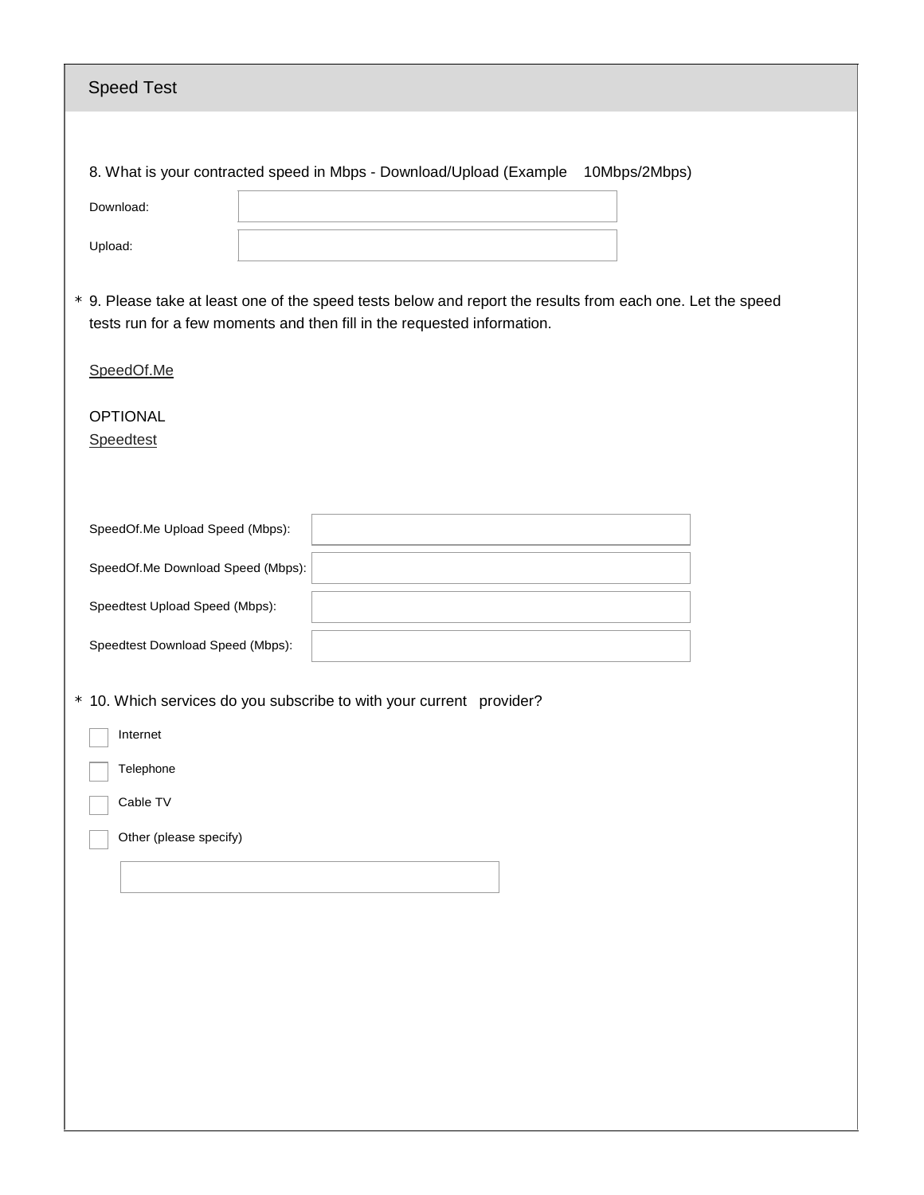## Speed Test

8. What is your contracted speed in Mbps - Download/Upload (Example 10Mbps/2Mbps)

Download:

Upload:

* 9. Please take at least one of the speed tests below and report the results from each one. Let the speed tests run for a few moments and then fill in the requested information.

SpeedOf.Me

OPTIONAL
Speedtest

SpeedOf.Me Upload Speed (Mbps):

SpeedOf.Me Download Speed (Mbps):

Speedtest Upload Speed (Mbps):

Speedtest Download Speed (Mbps):

* 10. Which services do you subscribe to with your current provider?

- [ ] Internet
- [ ] Telephone
- [ ] Cable TV
- [ ] Other (please specify)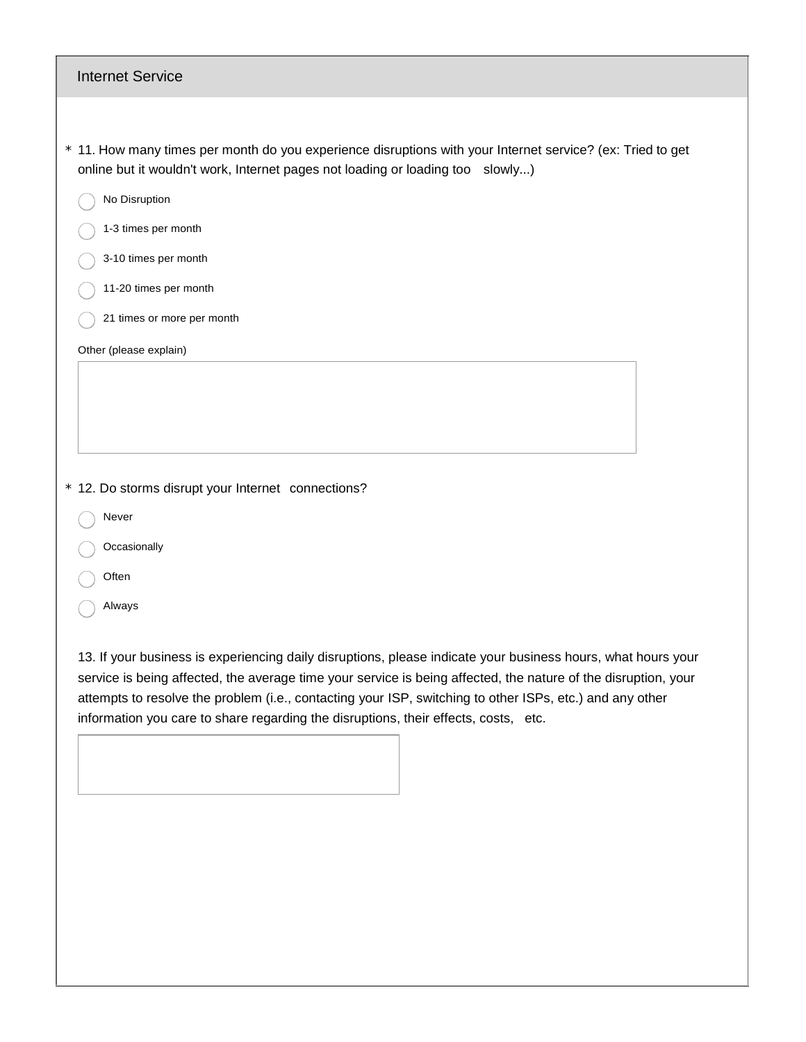## Internet Service

\* 11. How many times per month do you experience disruptions with your Internet service? (ex: Tried to get online but it wouldn't work, Internet pages not loading or loading too slowly...)

- No Disruption
- 1-3 times per month
- 3-10 times per month
- 11-20 times per month
- 21 times or more per month

Other (please explain)

\* 12. Do storms disrupt your Internet connections?

- Never
- Occasionally
- Often
- Always

13. If your business is experiencing daily disruptions, please indicate your business hours, what hours your service is being affected, the average time your service is being affected, the nature of the disruption, your attempts to resolve the problem (i.e., contacting your ISP, switching to other ISPs, etc.) and any other information you care to share regarding the disruptions, their effects, costs, etc.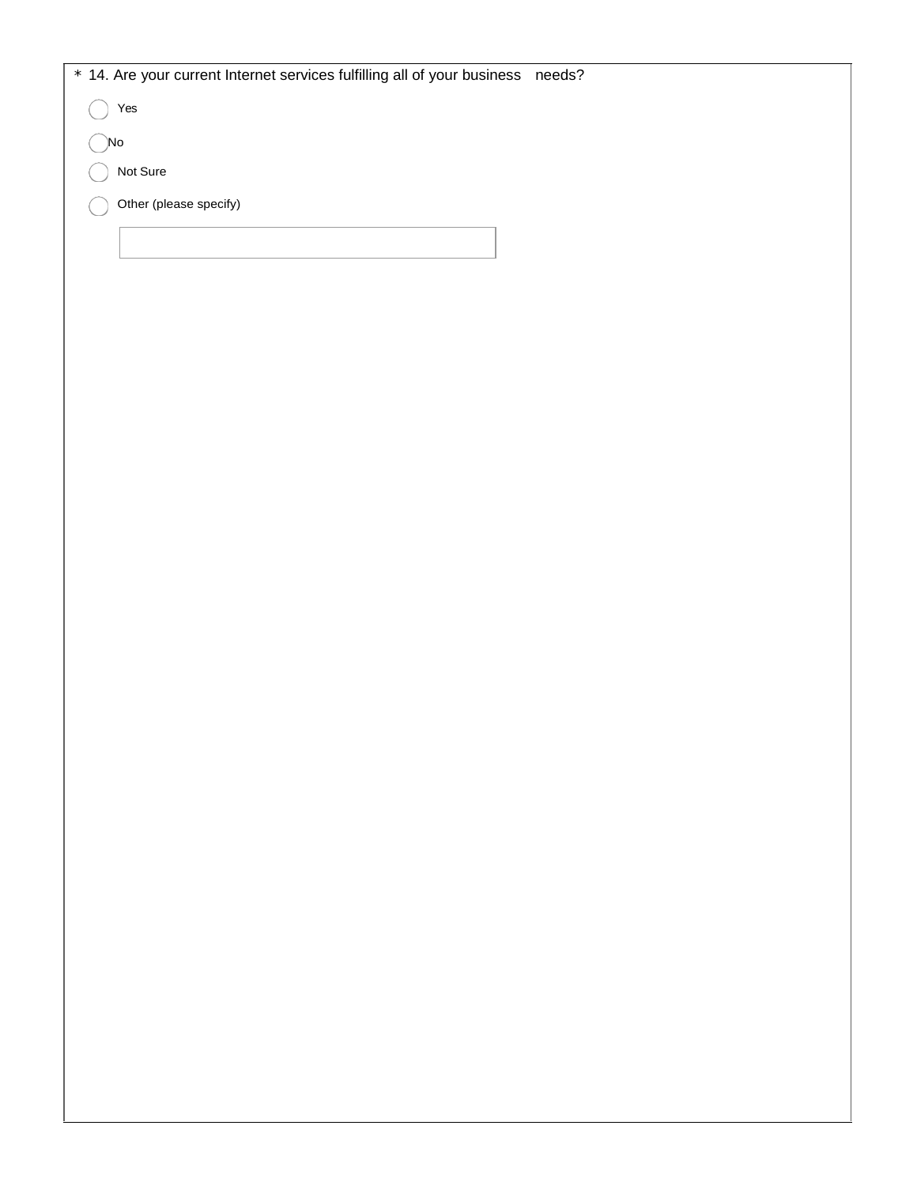* 14. Are your current Internet services fulfilling all of your business needs?

- ◯ Yes
- ◯ No
- ◯ Not Sure
- ◯ Other (please specify)

[ ]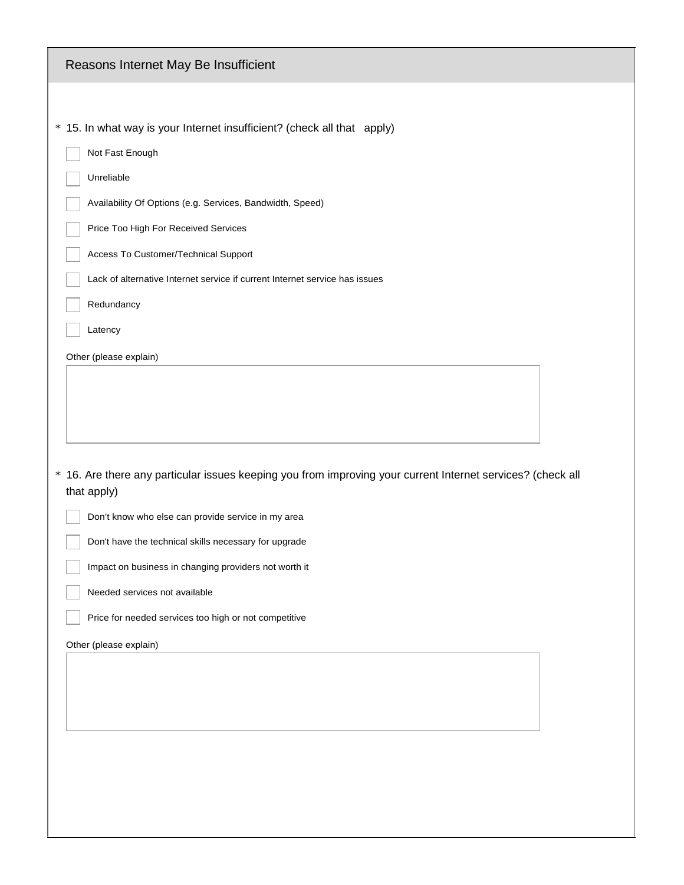## Reasons Internet May Be Insufficient

* 15. In what way is your Internet insufficient? (check all that apply)

- [ ] Not Fast Enough
- [ ] Unreliable
- [ ] Availability Of Options (e.g. Services, Bandwidth, Speed)
- [ ] Price Too High For Received Services
- [ ] Access To Customer/Technical Support
- [ ] Lack of alternative Internet service if current Internet service has issues
- [ ] Redundancy
- [ ] Latency

Other (please explain)

* 16. Are there any particular issues keeping you from improving your current Internet services? (check all that apply)

- [ ] Don't know who else can provide service in my area
- [ ] Don't have the technical skills necessary for upgrade
- [ ] Impact on business in changing providers not worth it
- [ ] Needed services not available
- [ ] Price for needed services too high or not competitive

Other (please explain)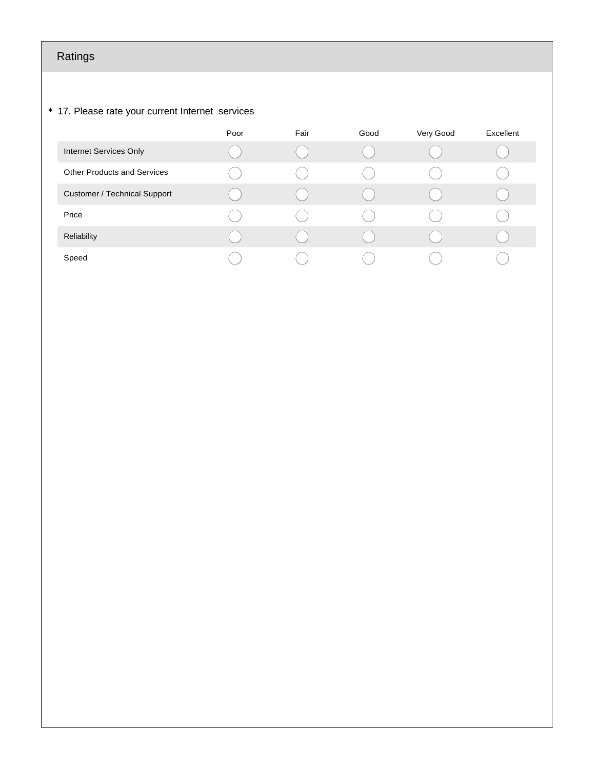## Ratings

\* 17. Please rate your current Internet  services

| | Poor | Fair | Good | Very Good | Excellent |
|---|---|---|---|---|---|
| Internet Services Only | ◯ | ◯ | ◯ | ◯ | ◯ |
| Other Products and Services | ◯ | ◯ | ◯ | ◯ | ◯ |
| Customer / Technical Support | ◯ | ◯ | ◯ | ◯ | ◯ |
| Price | ◯ | ◯ | ◯ | ◯ | ◯ |
| Reliability | ◯ | ◯ | ◯ | ◯ | ◯ |
| Speed | ◯ | ◯ | ◯ | ◯ | ◯ |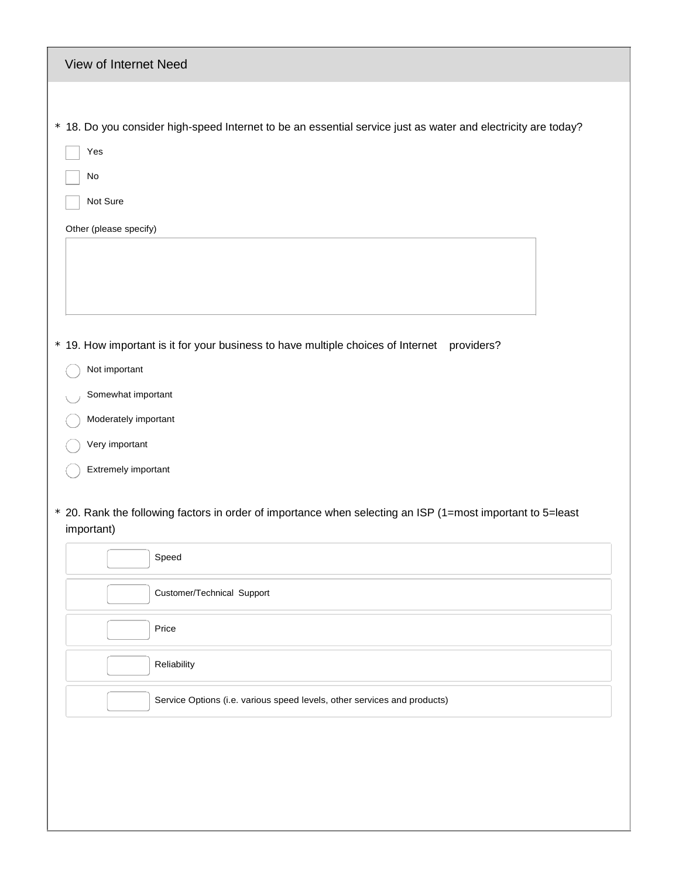## View of Internet Need

\* 18. Do you consider high-speed Internet to be an essential service just as water and electricity are today?

- [ ] Yes
- [ ] No
- [ ] Not Sure

Other (please specify)

\* 19. How important is it for your business to have multiple choices of Internet providers?

- ( ) Not important
- ( ) Somewhat important
- ( ) Moderately important
- ( ) Very important
- ( ) Extremely important

\* 20. Rank the following factors in order of importance when selecting an ISP (1=most important to 5=least important)

- [ ] Speed
- [ ] Customer/Technical Support
- [ ] Price
- [ ] Reliability
- [ ] Service Options (i.e. various speed levels, other services and products)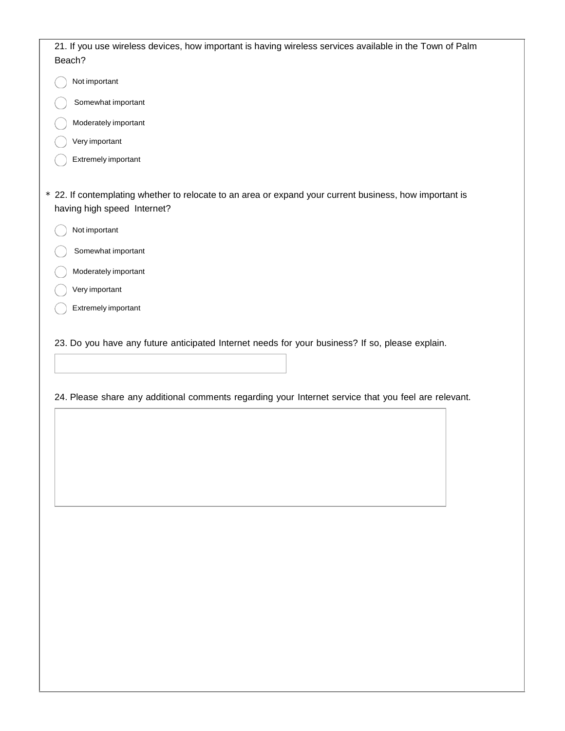21. If you use wireless devices, how important is having wireless services available in the Town of Palm Beach?

- Not important
- Somewhat important
- Moderately important
- Very important
- Extremely important

\* 22. If contemplating whether to relocate to an area or expand your current business, how important is having high speed Internet?

- Not important
- Somewhat important
- Moderately important
- Very important
- Extremely important

23. Do you have any future anticipated Internet needs for your business? If so, please explain.

24. Please share any additional comments regarding your Internet service that you feel are relevant.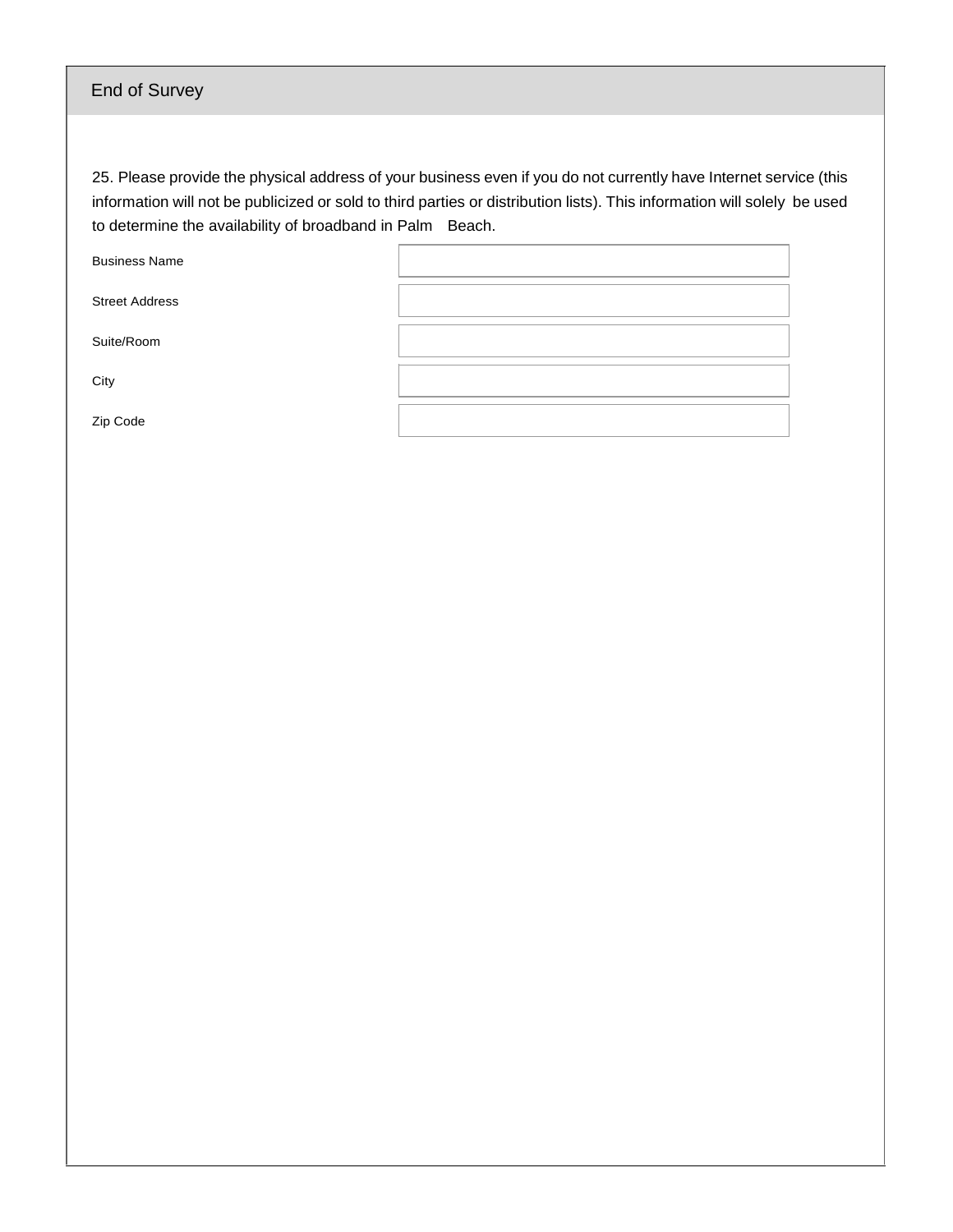## End of Survey

25. Please provide the physical address of your business even if you do not currently have Internet service (this information will not be publicized or sold to third parties or distribution lists). This information will solely be used to determine the availability of broadband in Palm Beach.

| | |
|---|---|
| Business Name | |
| Street Address | |
| Suite/Room | |
| City | |
| Zip Code | |